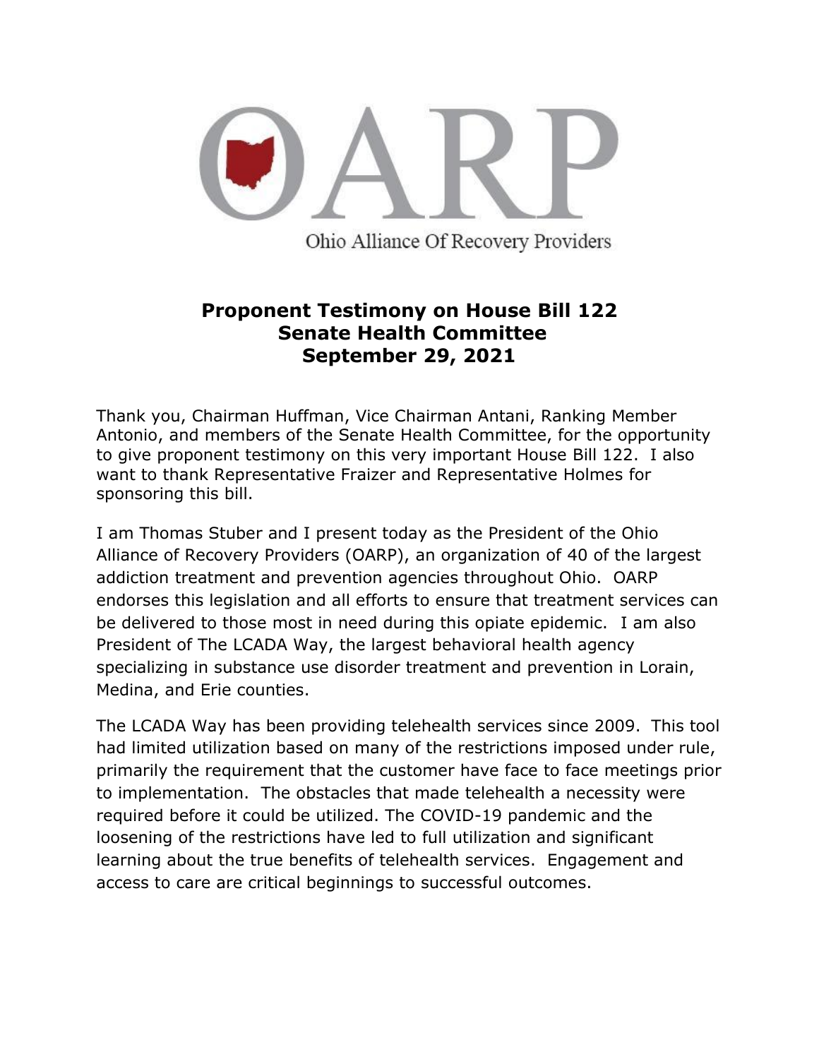OARP

Ohio Alliance Of Recovery Providers

# Proponent Testimony on House Bill 122
## Senate Health Committee
## September 29, 2021

Thank you, Chairman Huffman, Vice Chairman Antani, Ranking Member Antonio, and members of the Senate Health Committee, for the opportunity to give proponent testimony on this very important House Bill 122. I also want to thank Representative Fraizer and Representative Holmes for sponsoring this bill.

I am Thomas Stuber and I present today as the President of the Ohio Alliance of Recovery Providers (OARP), an organization of 40 of the largest addiction treatment and prevention agencies throughout Ohio. OARP endorses this legislation and all efforts to ensure that treatment services can be delivered to those most in need during this opiate epidemic. I am also President of The LCADA Way, the largest behavioral health agency specializing in substance use disorder treatment and prevention in Lorain, Medina, and Erie counties.

The LCADA Way has been providing telehealth services since 2009. This tool had limited utilization based on many of the restrictions imposed under rule, primarily the requirement that the customer have face to face meetings prior to implementation. The obstacles that made telehealth a necessity were required before it could be utilized. The COVID-19 pandemic and the loosening of the restrictions have led to full utilization and significant learning about the true benefits of telehealth services. Engagement and access to care are critical beginnings to successful outcomes.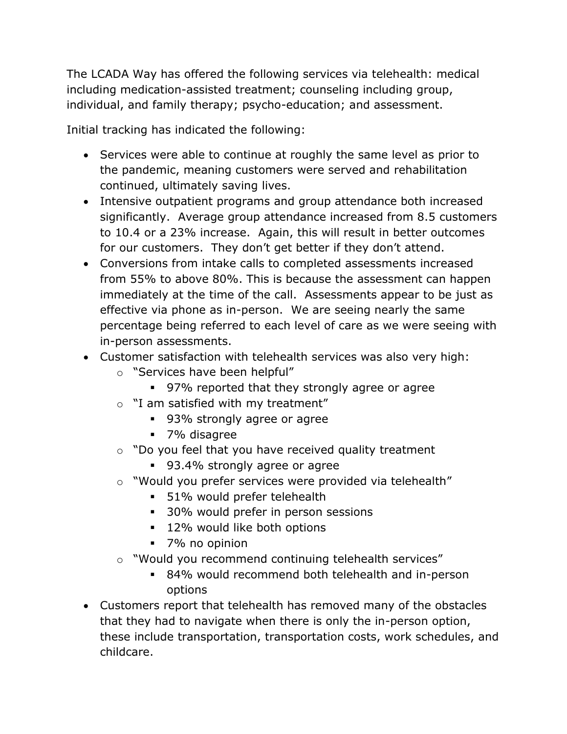The LCADA Way has offered the following services via telehealth: medical including medication-assisted treatment; counseling including group, individual, and family therapy; psycho-education; and assessment.

Initial tracking has indicated the following:

- Services were able to continue at roughly the same level as prior to the pandemic, meaning customers were served and rehabilitation continued, ultimately saving lives.
- Intensive outpatient programs and group attendance both increased significantly. Average group attendance increased from 8.5 customers to 10.4 or a 23% increase. Again, this will result in better outcomes for our customers. They don't get better if they don't attend.
- Conversions from intake calls to completed assessments increased from 55% to above 80%. This is because the assessment can happen immediately at the time of the call. Assessments appear to be just as effective via phone as in-person. We are seeing nearly the same percentage being referred to each level of care as we were seeing with in-person assessments.
- Customer satisfaction with telehealth services was also very high:
  - "Services have been helpful"
    - 97% reported that they strongly agree or agree
  - "I am satisfied with my treatment"
    - 93% strongly agree or agree
    - 7% disagree
  - "Do you feel that you have received quality treatment
    - 93.4% strongly agree or agree
  - "Would you prefer services were provided via telehealth"
    - 51% would prefer telehealth
    - 30% would prefer in person sessions
    - 12% would like both options
    - 7% no opinion
  - "Would you recommend continuing telehealth services"
    - 84% would recommend both telehealth and in-person options
- Customers report that telehealth has removed many of the obstacles that they had to navigate when there is only the in-person option, these include transportation, transportation costs, work schedules, and childcare.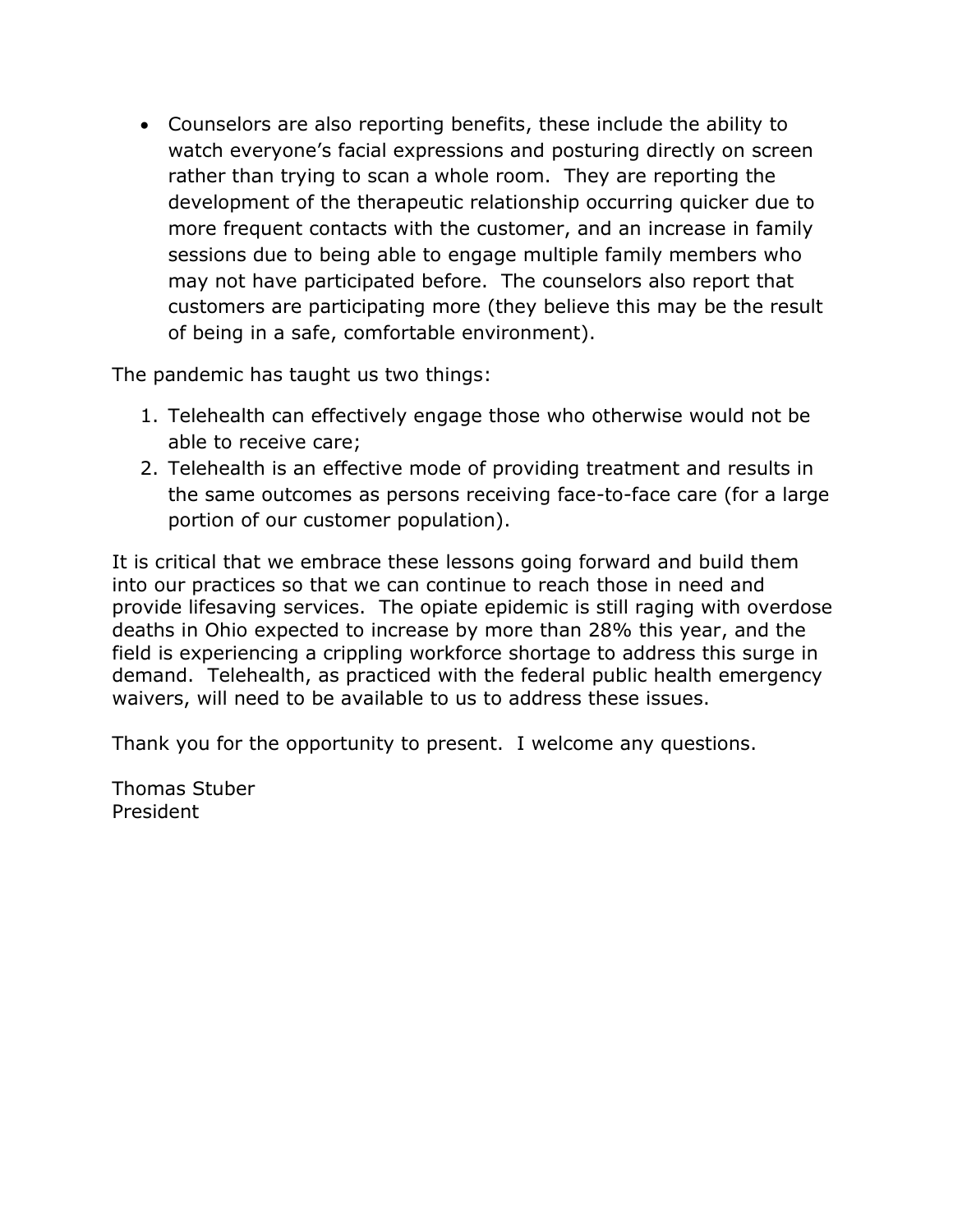- Counselors are also reporting benefits, these include the ability to watch everyone's facial expressions and posturing directly on screen rather than trying to scan a whole room. They are reporting the development of the therapeutic relationship occurring quicker due to more frequent contacts with the customer, and an increase in family sessions due to being able to engage multiple family members who may not have participated before. The counselors also report that customers are participating more (they believe this may be the result of being in a safe, comfortable environment).

The pandemic has taught us two things:

1. Telehealth can effectively engage those who otherwise would not be able to receive care;
2. Telehealth is an effective mode of providing treatment and results in the same outcomes as persons receiving face-to-face care (for a large portion of our customer population).

It is critical that we embrace these lessons going forward and build them into our practices so that we can continue to reach those in need and provide lifesaving services. The opiate epidemic is still raging with overdose deaths in Ohio expected to increase by more than 28% this year, and the field is experiencing a crippling workforce shortage to address this surge in demand. Telehealth, as practiced with the federal public health emergency waivers, will need to be available to us to address these issues.

Thank you for the opportunity to present. I welcome any questions.

Thomas Stuber
President